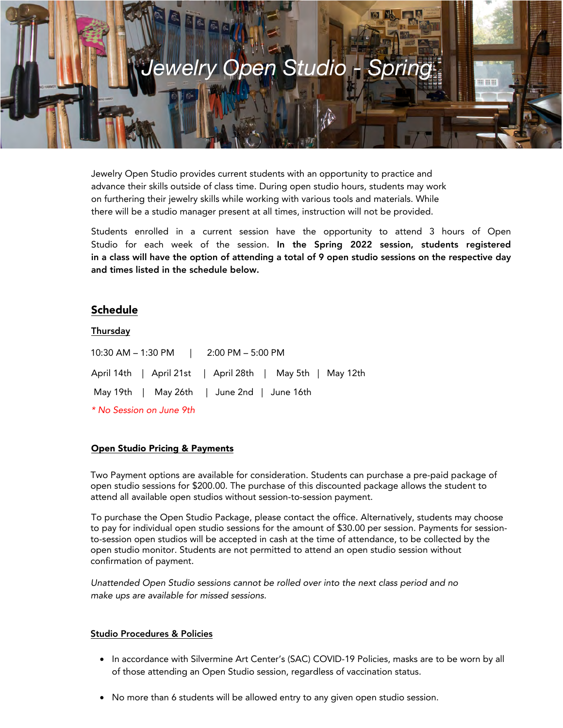# Jewelry Open Studio - Spring

Jewelry Open Studio provides current students with an opportunity to practice and advance their skills outside of class time. During open studio hours, students may work on furthering their jewelry skills while working with various tools and materials. While there will be a studio manager present at all times, instruction will not be provided.

Students enrolled in a current session have the opportunity to attend 3 hours of Open Studio for each week of the session. **In the Spring 2022 session, students registered in a class will have the option of attending a total of 9 open studio sessions on the respective day and times listed in the schedule below.**

## Schedule

### Thursday

10:30 AM – 1:30 PM | 2:00 PM – 5:00 PM

April 14th | April 21st | April 28th | May 5th | May 12th

May 19th | May 26th | June 2nd | June 16th

*\* No Session on June 9th*

### Open Studio Pricing & Payments

Two Payment options are available for consideration. Students can purchase a pre-paid package of open studio sessions for $200.00. The purchase of this discounted package allows the student to attend all available open studios without session-to-session payment.

To purchase the Open Studio Package, please contact the office. Alternatively, students may choose to pay for individual open studio sessions for the amount of $30.00 per session. Payments for session-to-session open studios will be accepted in cash at the time of attendance, to be collected by the open studio monitor. Students are not permitted to attend an open studio session without confirmation of payment.

*Unattended Open Studio sessions cannot be rolled over into the next class period and no make ups are available for missed sessions.*

### Studio Procedures & Policies

- In accordance with Silvermine Art Center's (SAC) COVID-19 Policies, masks are to be worn by all of those attending an Open Studio session, regardless of vaccination status.
- No more than 6 students will be allowed entry to any given open studio session.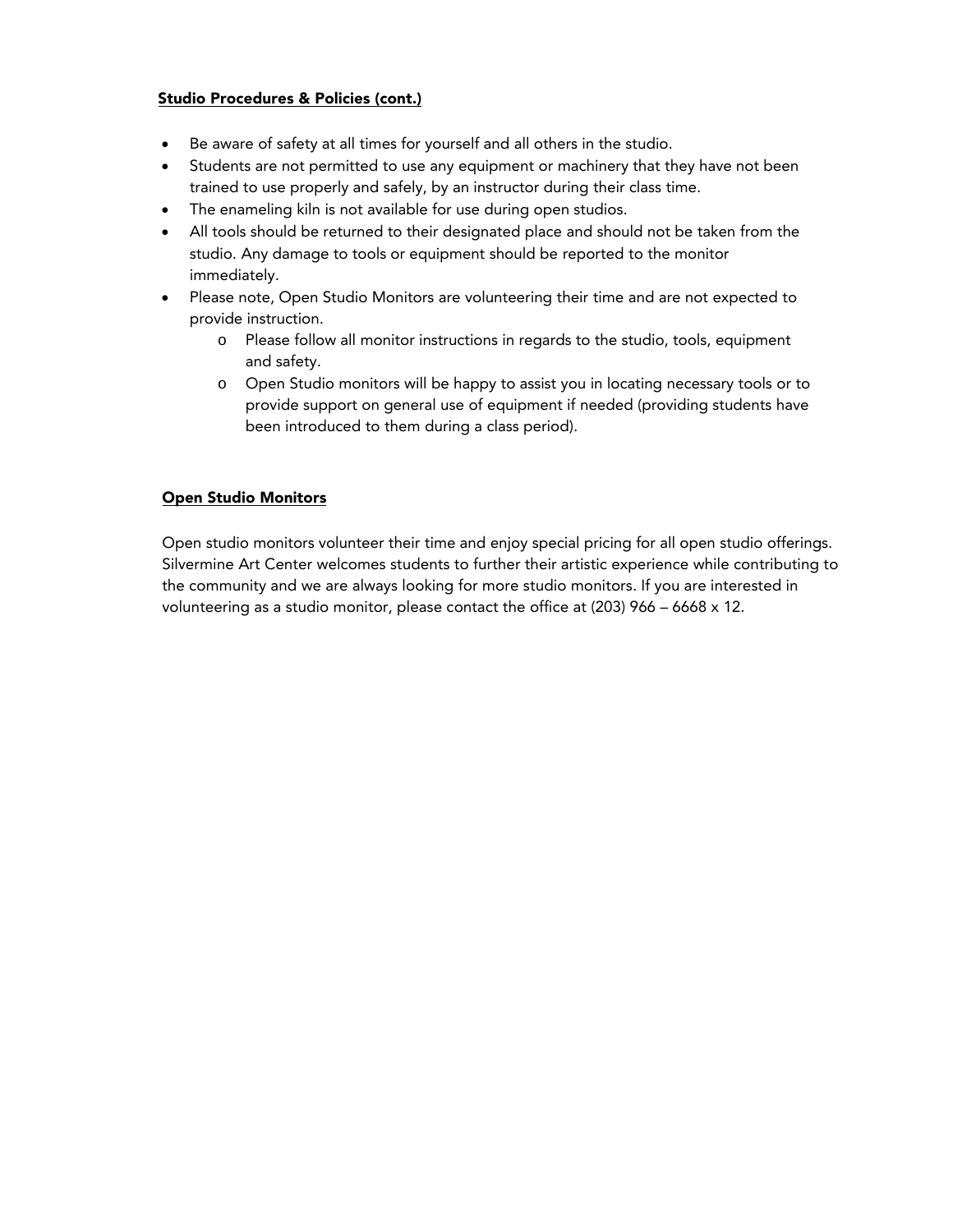**Studio Procedures & Policies (cont.)**

- Be aware of safety at all times for yourself and all others in the studio.
- Students are not permitted to use any equipment or machinery that they have not been trained to use properly and safely, by an instructor during their class time.
- The enameling kiln is not available for use during open studios.
- All tools should be returned to their designated place and should not be taken from the studio. Any damage to tools or equipment should be reported to the monitor immediately.
- Please note, Open Studio Monitors are volunteering their time and are not expected to provide instruction.
    - Please follow all monitor instructions in regards to the studio, tools, equipment and safety.
    - Open Studio monitors will be happy to assist you in locating necessary tools or to provide support on general use of equipment if needed (providing students have been introduced to them during a class period).

**Open Studio Monitors**

Open studio monitors volunteer their time and enjoy special pricing for all open studio offerings. Silvermine Art Center welcomes students to further their artistic experience while contributing to the community and we are always looking for more studio monitors. If you are interested in volunteering as a studio monitor, please contact the office at (203) 966 – 6668 x 12.